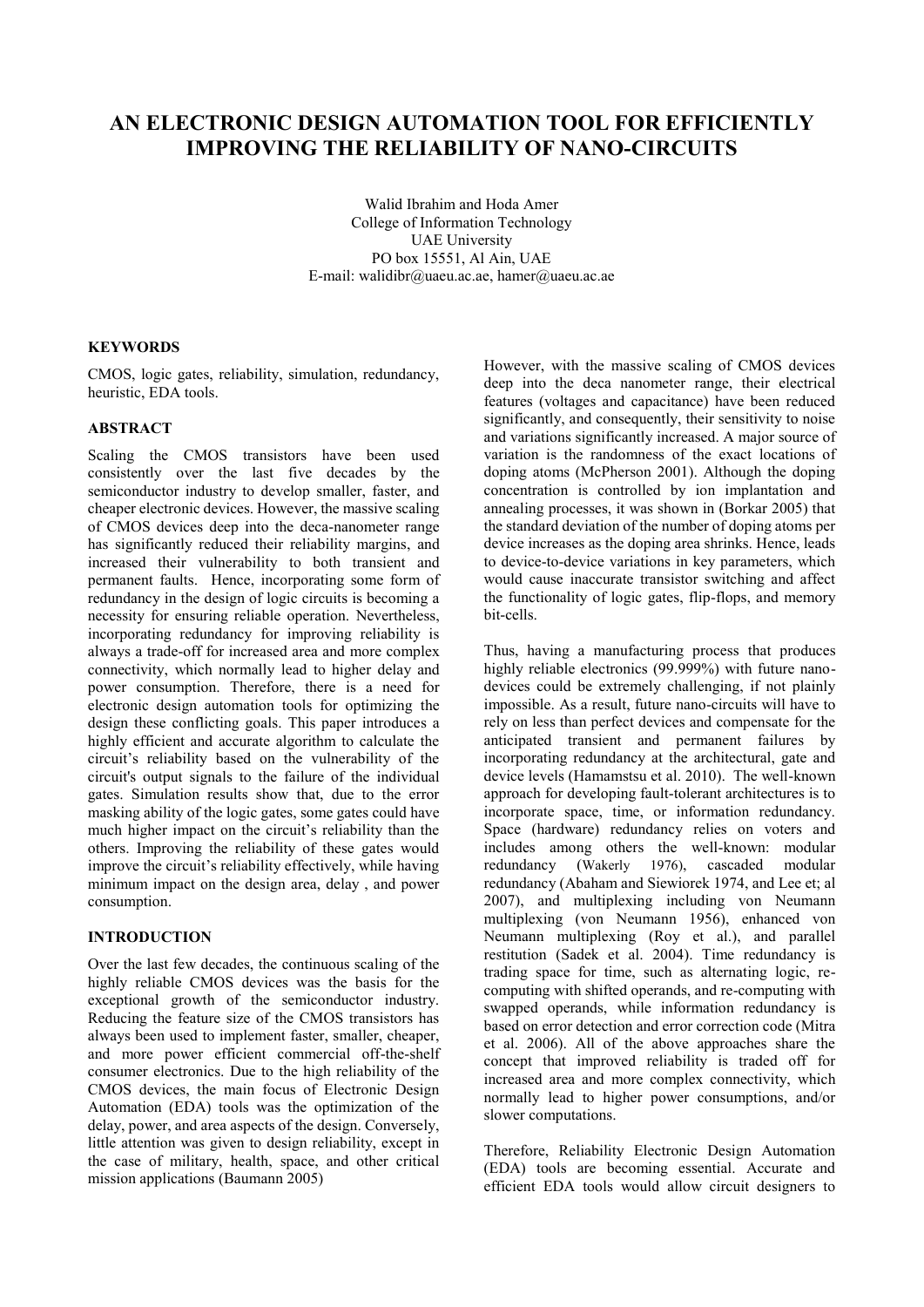# AN ELECTRONIC DESIGN AUTOMATION TOOL FOR EFFICIENTLY IMPROVING THE RELIABILITY OF NANO-CIRCUITS

Walid Ibrahim and Hoda Amer
College of Information Technology
UAE University
PO box 15551, Al Ain, UAE
E-mail: walidibr@uaeu.ac.ae, hamer@uaeu.ac.ae

## KEYWORDS

CMOS, logic gates, reliability, simulation, redundancy, heuristic, EDA tools.

## ABSTRACT

Scaling the CMOS transistors have been used consistently over the last five decades by the semiconductor industry to develop smaller, faster, and cheaper electronic devices. However, the massive scaling of CMOS devices deep into the deca-nanometer range has significantly reduced their reliability margins, and increased their vulnerability to both transient and permanent faults. Hence, incorporating some form of redundancy in the design of logic circuits is becoming a necessity for ensuring reliable operation. Nevertheless, incorporating redundancy for improving reliability is always a trade-off for increased area and more complex connectivity, which normally lead to higher delay and power consumption. Therefore, there is a need for electronic design automation tools for optimizing the design these conflicting goals. This paper introduces a highly efficient and accurate algorithm to calculate the circuit's reliability based on the vulnerability of the circuit's output signals to the failure of the individual gates. Simulation results show that, due to the error masking ability of the logic gates, some gates could have much higher impact on the circuit's reliability than the others. Improving the reliability of these gates would improve the circuit's reliability effectively, while having minimum impact on the design area, delay , and power consumption.

## INTRODUCTION

Over the last few decades, the continuous scaling of the highly reliable CMOS devices was the basis for the exceptional growth of the semiconductor industry. Reducing the feature size of the CMOS transistors has always been used to implement faster, smaller, cheaper, and more power efficient commercial off-the-shelf consumer electronics. Due to the high reliability of the CMOS devices, the main focus of Electronic Design Automation (EDA) tools was the optimization of the delay, power, and area aspects of the design. Conversely, little attention was given to design reliability, except in the case of military, health, space, and other critical mission applications (Baumann 2005)

However, with the massive scaling of CMOS devices deep into the deca nanometer range, their electrical features (voltages and capacitance) have been reduced significantly, and consequently, their sensitivity to noise and variations significantly increased. A major source of variation is the randomness of the exact locations of doping atoms (McPherson 2001). Although the doping concentration is controlled by ion implantation and annealing processes, it was shown in (Borkar 2005) that the standard deviation of the number of doping atoms per device increases as the doping area shrinks. Hence, leads to device-to-device variations in key parameters, which would cause inaccurate transistor switching and affect the functionality of logic gates, flip-flops, and memory bit-cells.

Thus, having a manufacturing process that produces highly reliable electronics (99.999%) with future nano-devices could be extremely challenging, if not plainly impossible. As a result, future nano-circuits will have to rely on less than perfect devices and compensate for the anticipated transient and permanent failures by incorporating redundancy at the architectural, gate and device levels (Hamamstsu et al. 2010). The well-known approach for developing fault-tolerant architectures is to incorporate space, time, or information redundancy. Space (hardware) redundancy relies on voters and includes among others the well-known: modular redundancy (Wakerly 1976), cascaded modular redundancy (Abaham and Siewiorek 1974, and Lee et; al 2007), and multiplexing including von Neumann multiplexing (von Neumann 1956), enhanced von Neumann multiplexing (Roy et al.), and parallel restitution (Sadek et al. 2004). Time redundancy is trading space for time, such as alternating logic, re-computing with shifted operands, and re-computing with swapped operands, while information redundancy is based on error detection and error correction code (Mitra et al. 2006). All of the above approaches share the concept that improved reliability is traded off for increased area and more complex connectivity, which normally lead to higher power consumptions, and/or slower computations.

Therefore, Reliability Electronic Design Automation (EDA) tools are becoming essential. Accurate and efficient EDA tools would allow circuit designers to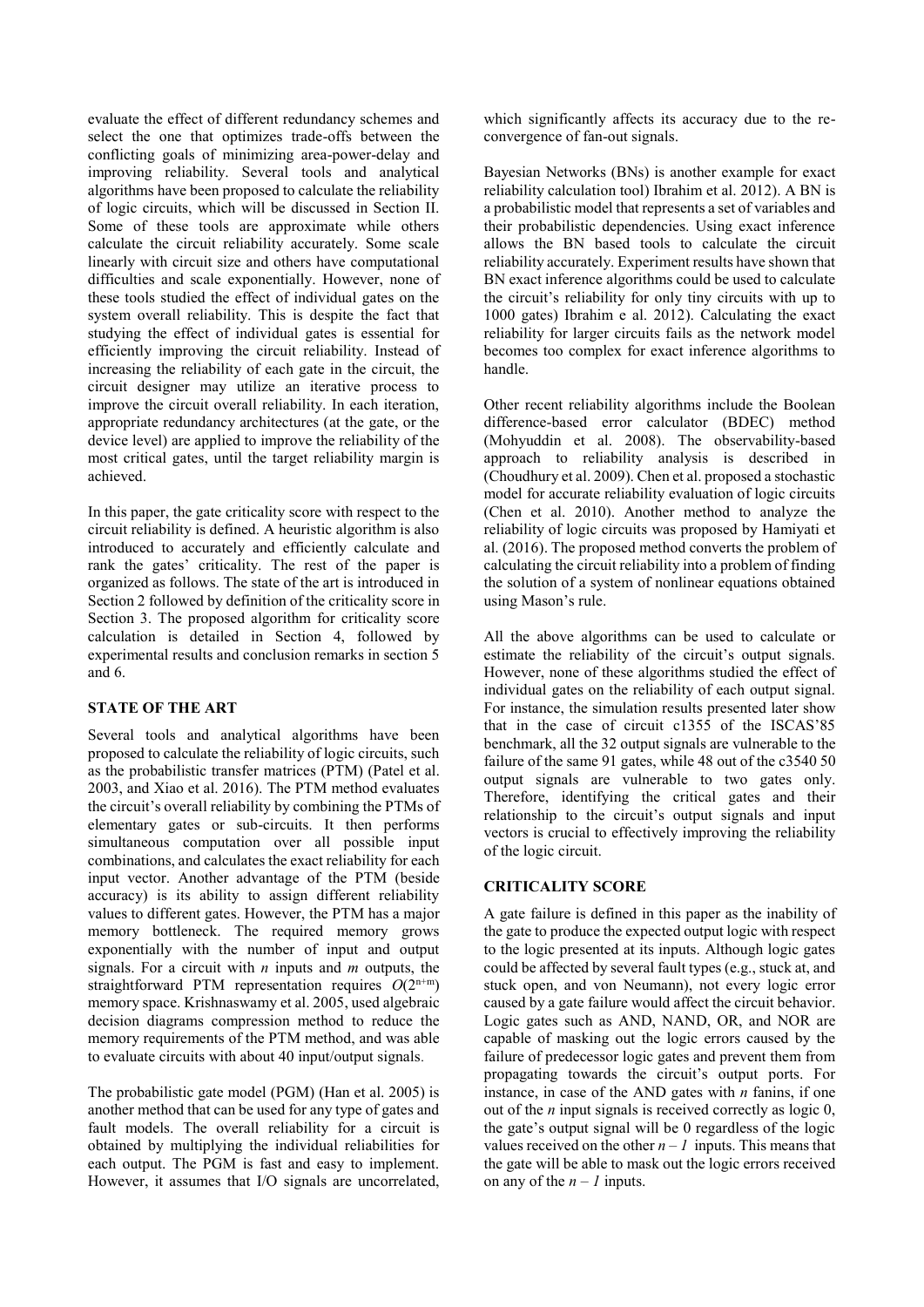evaluate the effect of different redundancy schemes and select the one that optimizes trade-offs between the conflicting goals of minimizing area-power-delay and improving reliability. Several tools and analytical algorithms have been proposed to calculate the reliability of logic circuits, which will be discussed in Section II. Some of these tools are approximate while others calculate the circuit reliability accurately. Some scale linearly with circuit size and others have computational difficulties and scale exponentially. However, none of these tools studied the effect of individual gates on the system overall reliability. This is despite the fact that studying the effect of individual gates is essential for efficiently improving the circuit reliability. Instead of increasing the reliability of each gate in the circuit, the circuit designer may utilize an iterative process to improve the circuit overall reliability. In each iteration, appropriate redundancy architectures (at the gate, or the device level) are applied to improve the reliability of the most critical gates, until the target reliability margin is achieved.

In this paper, the gate criticality score with respect to the circuit reliability is defined. A heuristic algorithm is also introduced to accurately and efficiently calculate and rank the gates' criticality. The rest of the paper is organized as follows. The state of the art is introduced in Section 2 followed by definition of the criticality score in Section 3. The proposed algorithm for criticality score calculation is detailed in Section 4, followed by experimental results and conclusion remarks in section 5 and 6.

## STATE OF THE ART

Several tools and analytical algorithms have been proposed to calculate the reliability of logic circuits, such as the probabilistic transfer matrices (PTM) (Patel et al. 2003, and Xiao et al. 2016). The PTM method evaluates the circuit's overall reliability by combining the PTMs of elementary gates or sub-circuits. It then performs simultaneous computation over all possible input combinations, and calculates the exact reliability for each input vector. Another advantage of the PTM (beside accuracy) is its ability to assign different reliability values to different gates. However, the PTM has a major memory bottleneck. The required memory grows exponentially with the number of input and output signals. For a circuit with $n$ inputs and $m$ outputs, the straightforward PTM representation requires $O(2^{n+m})$ memory space. Krishnaswamy et al. 2005, used algebraic decision diagrams compression method to reduce the memory requirements of the PTM method, and was able to evaluate circuits with about 40 input/output signals.

The probabilistic gate model (PGM) (Han et al. 2005) is another method that can be used for any type of gates and fault models. The overall reliability for a circuit is obtained by multiplying the individual reliabilities for each output. The PGM is fast and easy to implement. However, it assumes that I/O signals are uncorrelated, which significantly affects its accuracy due to the re-convergence of fan-out signals.

Bayesian Networks (BNs) is another example for exact reliability calculation tool) Ibrahim et al. 2012). A BN is a probabilistic model that represents a set of variables and their probabilistic dependencies. Using exact inference allows the BN based tools to calculate the circuit reliability accurately. Experiment results have shown that BN exact inference algorithms could be used to calculate the circuit's reliability for only tiny circuits with up to 1000 gates) Ibrahim e al. 2012). Calculating the exact reliability for larger circuits fails as the network model becomes too complex for exact inference algorithms to handle.

Other recent reliability algorithms include the Boolean difference-based error calculator (BDEC) method (Mohyuddin et al. 2008). The observability-based approach to reliability analysis is described in (Choudhury et al. 2009). Chen et al. proposed a stochastic model for accurate reliability evaluation of logic circuits (Chen et al. 2010). Another method to analyze the reliability of logic circuits was proposed by Hamiyati et al. (2016). The proposed method converts the problem of calculating the circuit reliability into a problem of finding the solution of a system of nonlinear equations obtained using Mason's rule.

All the above algorithms can be used to calculate or estimate the reliability of the circuit's output signals. However, none of these algorithms studied the effect of individual gates on the reliability of each output signal. For instance, the simulation results presented later show that in the case of circuit c1355 of the ISCAS'85 benchmark, all the 32 output signals are vulnerable to the failure of the same 91 gates, while 48 out of the c3540 50 output signals are vulnerable to two gates only. Therefore, identifying the critical gates and their relationship to the circuit's output signals and input vectors is crucial to effectively improving the reliability of the logic circuit.

## CRITICALITY SCORE

A gate failure is defined in this paper as the inability of the gate to produce the expected output logic with respect to the logic presented at its inputs. Although logic gates could be affected by several fault types (e.g., stuck at, and stuck open, and von Neumann), not every logic error caused by a gate failure would affect the circuit behavior. Logic gates such as AND, NAND, OR, and NOR are capable of masking out the logic errors caused by the failure of predecessor logic gates and prevent them from propagating towards the circuit's output ports. For instance, in case of the AND gates with $n$ fanins, if one out of the $n$ input signals is received correctly as logic 0, the gate's output signal will be 0 regardless of the logic values received on the other $n - 1$ inputs. This means that the gate will be able to mask out the logic errors received on any of the $n - 1$ inputs.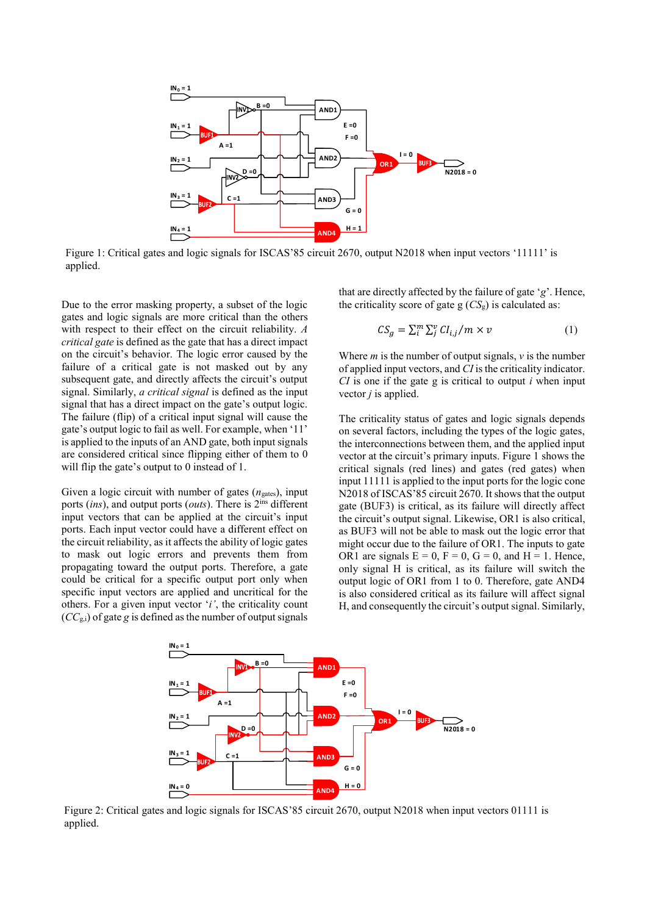Figure 1: Critical gates and logic signals for ISCAS'85 circuit 2670, output N2018 when input vectors '11111' is applied.

Due to the error masking property, a subset of the logic gates and logic signals are more critical than the others with respect to their effect on the circuit reliability. *A critical gate* is defined as the gate that has a direct impact on the circuit's behavior. The logic error caused by the failure of a critical gate is not masked out by any subsequent gate, and directly affects the circuit's output signal. Similarly, *a critical signal* is defined as the input signal that has a direct impact on the gate's output logic. The failure (flip) of a critical input signal will cause the gate's output logic to fail as well. For example, when '11' is applied to the inputs of an AND gate, both input signals are considered critical since flipping either of them to 0 will flip the gate's output to 0 instead of 1.

Given a logic circuit with number of gates ($n_{gates}$), input ports (*ins*), and output ports (*outs*). There is $2^{ins}$ different input vectors that can be applied at the circuit's input ports. Each input vector could have a different effect on the circuit reliability, as it affects the ability of logic gates to mask out logic errors and prevents them from propagating toward the output ports. Therefore, a gate could be critical for a specific output port only when specific input vectors are applied and uncritical for the others. For a given input vector '*i*', the criticality count ($CC_{g,i}$) of gate *g* is defined as the number of output signals that are directly affected by the failure of gate '*g*'. Hence, the criticality score of gate g ($CS_g$) is calculated as:

$$CS_g = \sum_i^m \sum_j^v CI_{i,j} / m \times v \tag{1}$$

Where *m* is the number of output signals, *v* is the number of applied input vectors, and *CI* is the criticality indicator. *CI* is one if the gate g is critical to output *i* when input vector *j* is applied.

The criticality status of gates and logic signals depends on several factors, including the types of the logic gates, the interconnections between them, and the applied input vector at the circuit's primary inputs. Figure 1 shows the critical signals (red lines) and gates (red gates) when input 11111 is applied to the input ports for the logic cone N2018 of ISCAS'85 circuit 2670. It shows that the output gate (BUF3) is critical, as its failure will directly affect the circuit's output signal. Likewise, OR1 is also critical, as BUF3 will not be able to mask out the logic error that might occur due to the failure of OR1. The inputs to gate OR1 are signals E = 0, F = 0, G = 0, and H = 1. Hence, only signal H is critical, as its failure will switch the output logic of OR1 from 1 to 0. Therefore, gate AND4 is also considered critical as its failure will affect signal H, and consequently the circuit's output signal. Similarly,

Figure 2: Critical gates and logic signals for ISCAS'85 circuit 2670, output N2018 when input vectors 01111 is applied.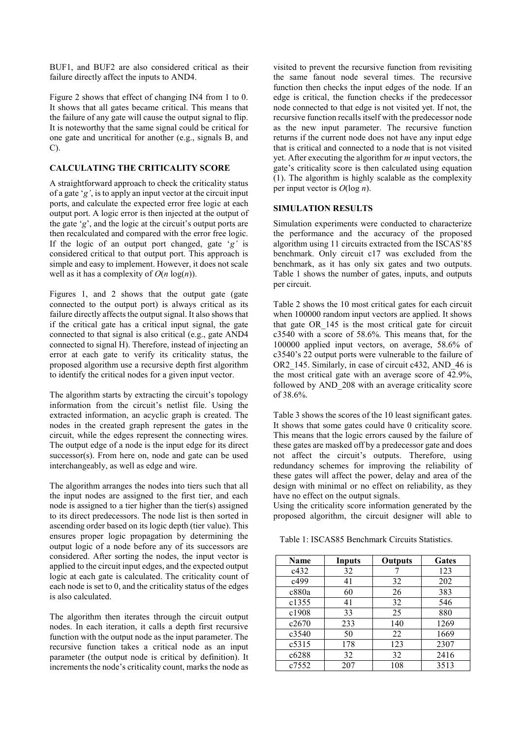BUF1, and BUF2 are also considered critical as their failure directly affect the inputs to AND4.

Figure 2 shows that effect of changing IN4 from 1 to 0. It shows that all gates became critical. This means that the failure of any gate will cause the output signal to flip. It is noteworthy that the same signal could be critical for one gate and uncritical for another (e.g., signals B, and C).

### CALCULATING THE CRITICALITY SCORE

A straightforward approach to check the criticality status of a gate '*g'*, is to apply an input vector at the circuit input ports, and calculate the expected error free logic at each output port. A logic error is then injected at the output of the gate '*g*', and the logic at the circuit's output ports are then recalculated and compared with the error free logic. If the logic of an output port changed, gate '*g'* is considered critical to that output port. This approach is simple and easy to implement. However, it does not scale well as it has a complexity of $O(n \log(n))$.

Figures 1, and 2 shows that the output gate (gate connected to the output port) is always critical as its failure directly affects the output signal. It also shows that if the critical gate has a critical input signal, the gate connected to that signal is also critical (e.g., gate AND4 connected to signal H). Therefore, instead of injecting an error at each gate to verify its criticality status, the proposed algorithm use a recursive depth first algorithm to identify the critical nodes for a given input vector.

The algorithm starts by extracting the circuit's topology information from the circuit's netlist file. Using the extracted information, an acyclic graph is created. The nodes in the created graph represent the gates in the circuit, while the edges represent the connecting wires. The output edge of a node is the input edge for its direct successor(s). From here on, node and gate can be used interchangeably, as well as edge and wire.

The algorithm arranges the nodes into tiers such that all the input nodes are assigned to the first tier, and each node is assigned to a tier higher than the tier(s) assigned to its direct predecessors. The node list is then sorted in ascending order based on its logic depth (tier value). This ensures proper logic propagation by determining the output logic of a node before any of its successors are considered. After sorting the nodes, the input vector is applied to the circuit input edges, and the expected output logic at each gate is calculated. The criticality count of each node is set to 0, and the criticality status of the edges is also calculated.

The algorithm then iterates through the circuit output nodes. In each iteration, it calls a depth first recursive function with the output node as the input parameter. The recursive function takes a critical node as an input parameter (the output node is critical by definition). It increments the node's criticality count, marks the node as visited to prevent the recursive function from revisiting the same fanout node several times. The recursive function then checks the input edges of the node*.* If an edge is critical, the function checks if the predecessor node connected to that edge is not visited yet. If not, the recursive function recalls itself with the predecessor node as the new input parameter. The recursive function returns if the current node does not have any input edge that is critical and connected to a node that is not visited yet. After executing the algorithm for $m$ input vectors, the gate's criticality score is then calculated using equation (1). The algorithm is highly scalable as the complexity per input vector is $O(\log n)$.

### SIMULATION RESULTS

Simulation experiments were conducted to characterize the performance and the accuracy of the proposed algorithm using 11 circuits extracted from the ISCAS'85 benchmark. Only circuit c17 was excluded from the benchmark, as it has only six gates and two outputs. Table 1 shows the number of gates, inputs, and outputs per circuit.

Table 2 shows the 10 most critical gates for each circuit when 100000 random input vectors are applied. It shows that gate OR_145 is the most critical gate for circuit c3540 with a score of 58.6%. This means that, for the 100000 applied input vectors, on average, 58.6% of c3540's 22 output ports were vulnerable to the failure of OR2_145. Similarly, in case of circuit c432, AND_46 is the most critical gate with an average score of 42.9%, followed by AND_208 with an average criticality score of 38.6%.

Table 3 shows the scores of the 10 least significant gates. It shows that some gates could have 0 criticality score. This means that the logic errors caused by the failure of these gates are masked off by a predecessor gate and does not affect the circuit's outputs. Therefore, using redundancy schemes for improving the reliability of these gates will affect the power, delay and area of the design with minimal or no effect on reliability, as they have no effect on the output signals.

Using the criticality score information generated by the proposed algorithm, the circuit designer will able to

Table 1: ISCAS85 Benchmark Circuits Statistics.

| Name | Inputs | Outputs | Gates |
|---|---|---|---|
| c432 | 32 | 7 | 123 |
| c499 | 41 | 32 | 202 |
| c880a | 60 | 26 | 383 |
| c1355 | 41 | 32 | 546 |
| c1908 | 33 | 25 | 880 |
| c2670 | 233 | 140 | 1269 |
| c3540 | 50 | 22 | 1669 |
| c5315 | 178 | 123 | 2307 |
| c6288 | 32 | 32 | 2416 |
| c7552 | 207 | 108 | 3513 |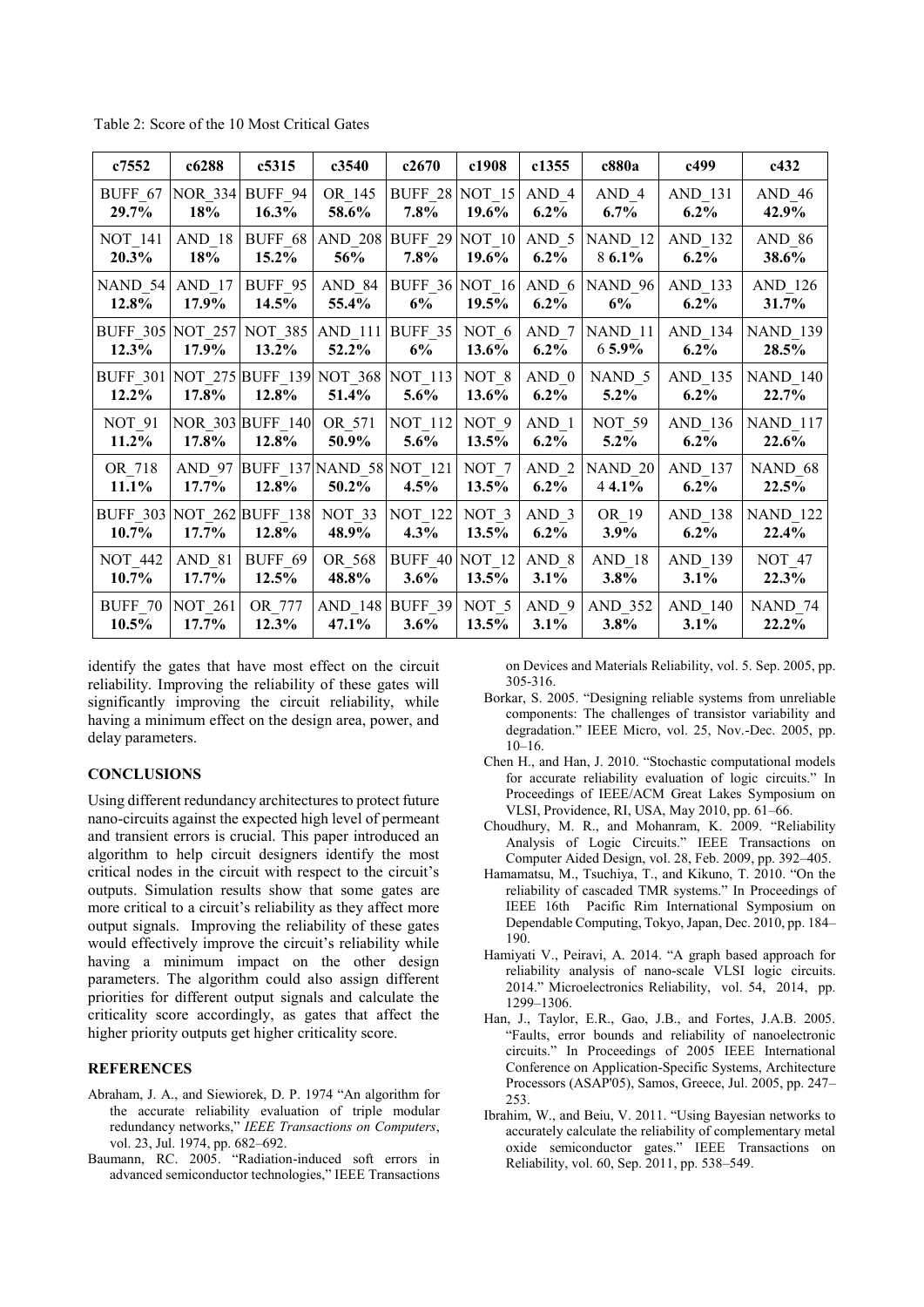Table 2: Score of the 10 Most Critical Gates

| c7552 | c6288 | c5315 | c3540 | c2670 | c1908 | c1355 | c880a | c499 | c432 |
|---|---|---|---|---|---|---|---|---|---|
| BUFF_67 **29.7%** | NOR_334 **18%** | BUFF_94 **16.3%** | OR_145 **58.6%** | BUFF_28 **7.8%** | NOT_15 **19.6%** | AND_4 **6.2%** | AND_4 **6.7%** | AND_131 **6.2%** | AND_46 **42.9%** |
| NOT_141 **20.3%** | AND_18 **18%** | BUFF_68 **15.2%** | AND_208 **56%** | BUFF_29 **7.8%** | NOT_10 **19.6%** | AND_5 **6.2%** | NAND_128 **6.1%** | AND_132 **6.2%** | AND_86 **38.6%** |
| NAND_54 **12.8%** | AND_17 **17.9%** | BUFF_95 **14.5%** | AND_84 **55.4%** | BUFF_36 **6%** | NOT_16 **19.5%** | AND_6 **6.2%** | NAND_96 **6%** | AND_133 **6.2%** | AND_126 **31.7%** |
| BUFF_305 **12.3%** | NOT_257 **17.9%** | NOT_385 **13.2%** | AND_111 **52.2%** | BUFF_35 **6%** | NOT_6 **13.6%** | AND_7 **6.2%** | NAND_116 **5.9%** | AND_134 **6.2%** | NAND_139 **28.5%** |
| BUFF_301 **12.2%** | NOT_275 **17.8%** | BUFF_139 **12.8%** | NOT_368 **51.4%** | NOT_113 **5.6%** | NOT_8 **13.6%** | AND_0 **6.2%** | NAND_5 **5.2%** | AND_135 **6.2%** | NAND_140 **22.7%** |
| NOT_91 **11.2%** | NOR_303 **17.8%** | BUFF_140 **12.8%** | OR_571 **50.9%** | NOT_112 **5.6%** | NOT_9 **13.5%** | AND_1 **6.2%** | NOT_59 **5.2%** | AND_136 **6.2%** | NAND_117 **22.6%** |
| OR_718 **11.1%** | AND_97 **17.7%** | BUFF_137 **12.8%** | NAND_58 **50.2%** | NOT_121 **4.5%** | NOT_7 **13.5%** | AND_2 **6.2%** | NAND_204 **4.1%** | AND_137 **6.2%** | NAND_68 **22.5%** |
| BUFF_303 **10.7%** | NOT_262 **17.7%** | BUFF_138 **12.8%** | NOT_33 **48.9%** | NOT_122 **4.3%** | NOT_3 **13.5%** | AND_3 **6.2%** | OR_19 **3.9%** | AND_138 **6.2%** | NAND_122 **22.4%** |
| NOT_442 **10.7%** | AND_81 **17.7%** | BUFF_69 **12.5%** | OR_568 **48.8%** | BUFF_40 **3.6%** | NOT_12 **13.5%** | AND_8 **3.1%** | AND_18 **3.8%** | AND_139 **3.1%** | NOT_47 **22.3%** |
| BUFF_70 **10.5%** | NOT_261 **17.7%** | OR_777 **12.3%** | AND_148 **47.1%** | BUFF_39 **3.6%** | NOT_5 **13.5%** | AND_9 **3.1%** | AND_352 **3.8%** | AND_140 **3.1%** | NAND_74 **22.2%** |

identify the gates that have most effect on the circuit reliability. Improving the reliability of these gates will significantly improving the circuit reliability, while having a minimum effect on the design area, power, and delay parameters.

## CONCLUSIONS

Using different redundancy architectures to protect future nano-circuits against the expected high level of permeant and transient errors is crucial. This paper introduced an algorithm to help circuit designers identify the most critical nodes in the circuit with respect to the circuit's outputs. Simulation results show that some gates are more critical to a circuit's reliability as they affect more output signals. Improving the reliability of these gates would effectively improve the circuit's reliability while having a minimum impact on the other design parameters. The algorithm could also assign different priorities for different output signals and calculate the criticality score accordingly, as gates that affect the higher priority outputs get higher criticality score.

## REFERENCES

Abraham, J. A., and Siewiorek, D. P. 1974 "An algorithm for the accurate reliability evaluation of triple modular redundancy networks," *IEEE Transactions on Computers*, vol. 23, Jul. 1974, pp. 682–692.

Baumann, RC. 2005. "Radiation-induced soft errors in advanced semiconductor technologies," IEEE Transactions on Devices and Materials Reliability, vol. 5. Sep. 2005, pp. 305-316.

Borkar, S. 2005. "Designing reliable systems from unreliable components: The challenges of transistor variability and degradation." IEEE Micro, vol. 25, Nov.-Dec. 2005, pp. 10–16.

Chen H., and Han, J. 2010. "Stochastic computational models for accurate reliability evaluation of logic circuits." In Proceedings of IEEE/ACM Great Lakes Symposium on VLSI, Providence, RI, USA, May 2010, pp. 61–66.

Choudhury, M. R., and Mohanram, K. 2009. "Reliability Analysis of Logic Circuits." IEEE Transactions on Computer Aided Design, vol. 28, Feb. 2009, pp. 392–405.

Hamamatsu, M., Tsuchiya, T., and Kikuno, T. 2010. "On the reliability of cascaded TMR systems." In Proceedings of IEEE 16th Pacific Rim International Symposium on Dependable Computing, Tokyo, Japan, Dec. 2010, pp. 184–190.

Hamiyati V., Peiravi, A. 2014. "A graph based approach for reliability analysis of nano-scale VLSI logic circuits. 2014." Microelectronics Reliability, vol. 54, 2014, pp. 1299–1306.

Han, J., Taylor, E.R., Gao, J.B., and Fortes, J.A.B. 2005. "Faults, error bounds and reliability of nanoelectronic circuits." In Proceedings of 2005 IEEE International Conference on Application-Specific Systems, Architecture Processors (ASAP'05), Samos, Greece, Jul. 2005, pp. 247–253.

Ibrahim, W., and Beiu, V. 2011. "Using Bayesian networks to accurately calculate the reliability of complementary metal oxide semiconductor gates." IEEE Transactions on Reliability, vol. 60, Sep. 2011, pp. 538–549.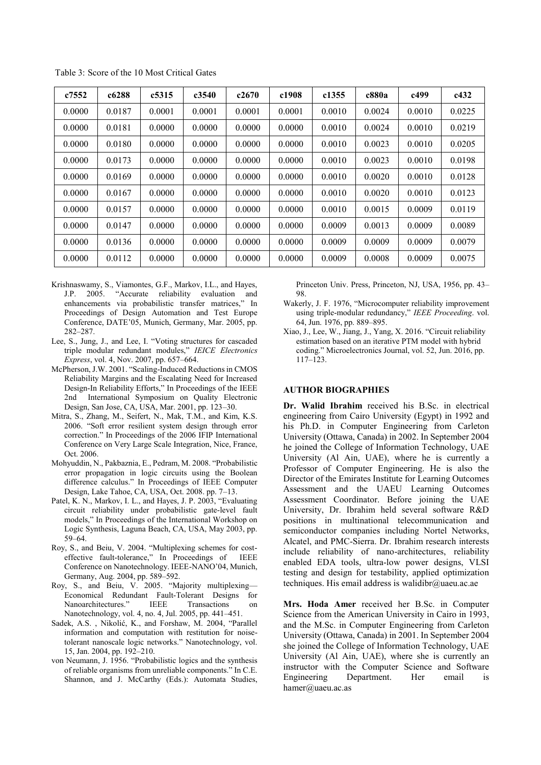Table 3: Score of the 10 Most Critical Gates

| c7552 | c6288 | c5315 | c3540 | c2670 | c1908 | c1355 | c880a | c499 | c432 |
|---|---|---|---|---|---|---|---|---|---|
| 0.0000 | 0.0187 | 0.0001 | 0.0001 | 0.0001 | 0.0001 | 0.0010 | 0.0024 | 0.0010 | 0.0225 |
| 0.0000 | 0.0181 | 0.0000 | 0.0000 | 0.0000 | 0.0000 | 0.0010 | 0.0024 | 0.0010 | 0.0219 |
| 0.0000 | 0.0180 | 0.0000 | 0.0000 | 0.0000 | 0.0000 | 0.0010 | 0.0023 | 0.0010 | 0.0205 |
| 0.0000 | 0.0173 | 0.0000 | 0.0000 | 0.0000 | 0.0000 | 0.0010 | 0.0023 | 0.0010 | 0.0198 |
| 0.0000 | 0.0169 | 0.0000 | 0.0000 | 0.0000 | 0.0000 | 0.0010 | 0.0020 | 0.0010 | 0.0128 |
| 0.0000 | 0.0167 | 0.0000 | 0.0000 | 0.0000 | 0.0000 | 0.0010 | 0.0020 | 0.0010 | 0.0123 |
| 0.0000 | 0.0157 | 0.0000 | 0.0000 | 0.0000 | 0.0000 | 0.0010 | 0.0015 | 0.0009 | 0.0119 |
| 0.0000 | 0.0147 | 0.0000 | 0.0000 | 0.0000 | 0.0000 | 0.0009 | 0.0013 | 0.0009 | 0.0089 |
| 0.0000 | 0.0136 | 0.0000 | 0.0000 | 0.0000 | 0.0000 | 0.0009 | 0.0009 | 0.0009 | 0.0079 |
| 0.0000 | 0.0112 | 0.0000 | 0.0000 | 0.0000 | 0.0000 | 0.0009 | 0.0008 | 0.0009 | 0.0075 |

Krishnaswamy, S., Viamontes, G.F., Markov, I.L., and Hayes, J.P. 2005. "Accurate reliability evaluation and enhancements via probabilistic transfer matrices," In Proceedings of Design Automation and Test Europe Conference, DATE'05, Munich, Germany, Mar. 2005, pp. 282–287.

Lee, S., Jung, J., and Lee, I. "Voting structures for cascaded triple modular redundant modules," *IEICE Electronics Express*, vol. 4, Nov. 2007, pp. 657–664.

McPherson, J.W. 2001. "Scaling-Induced Reductions in CMOS Reliability Margins and the Escalating Need for Increased Design-In Reliability Efforts," In Proceedings of the IEEE 2nd International Symposium on Quality Electronic Design, San Jose, CA, USA, Mar. 2001, pp. 123–30.

Mitra, S., Zhang, M., Seifert, N., Mak, T.M., and Kim, K.S. 2006. "Soft error resilient system design through error correction." In Proceedings of the 2006 IFIP International Conference on Very Large Scale Integration, Nice, France, Oct. 2006.

Mohyuddin, N., Pakbaznia, E., Pedram, M. 2008. "Probabilistic error propagation in logic circuits using the Boolean difference calculus." In Proceedings of IEEE Computer Design, Lake Tahoe, CA, USA, Oct. 2008. pp. 7–13.

Patel, K. N., Markov, I. L., and Hayes, J. P. 2003, "Evaluating circuit reliability under probabilistic gate-level fault models," In Proceedings of the International Workshop on Logic Synthesis, Laguna Beach, CA, USA, May 2003, pp. 59–64.

Roy, S., and Beiu, V. 2004. "Multiplexing schemes for cost-effective fault-tolerance," In Proceedings of IEEE Conference on Nanotechnology. IEEE-NANO'04, Munich, Germany, Aug. 2004, pp. 589–592.

Roy, S., and Beiu, V. 2005. "Majority multiplexing—Economical Redundant Fault-Tolerant Designs for Nanoarchitectures." IEEE Transactions on Nanotechnology, vol. 4, no. 4, Jul. 2005, pp. 441–451.

Sadek, A.S. , Nikolić, K., and Forshaw, M. 2004, "Parallel information and computation with restitution for noise-tolerant nanoscale logic networks." Nanotechnology, vol. 15, Jan. 2004, pp. 192–210.

von Neumann, J. 1956. "Probabilistic logics and the synthesis of reliable organisms from unreliable components." In C.E. Shannon, and J. McCarthy (Eds.): Automata Studies, Princeton Univ. Press, Princeton, NJ, USA, 1956, pp. 43–98.

Wakerly, J. F. 1976, "Microcomputer reliability improvement using triple-modular redundancy," *IEEE Proceeding*. vol. 64, Jun. 1976, pp. 889–895.

Xiao, J., Lee, W., Jiang, J., Yang, X. 2016. "Circuit reliability estimation based on an iterative PTM model with hybrid coding." Microelectronics Journal, vol. 52, Jun. 2016, pp. 117–123.

## AUTHOR BIOGRAPHIES

**Dr. Walid Ibrahim** received his B.Sc. in electrical engineering from Cairo University (Egypt) in 1992 and his Ph.D. in Computer Engineering from Carleton University (Ottawa, Canada) in 2002. In September 2004 he joined the College of Information Technology, UAE University (Al Ain, UAE), where he is currently a Professor of Computer Engineering. He is also the Director of the Emirates Institute for Learning Outcomes Assessment and the UAEU Learning Outcomes Assessment Coordinator. Before joining the UAE University, Dr. Ibrahim held several software R&D positions in multinational telecommunication and semiconductor companies including Nortel Networks, Alcatel, and PMC-Sierra. Dr. Ibrahim research interests include reliability of nano-architectures, reliability enabled EDA tools, ultra-low power designs, VLSI testing and design for testability, applied optimization techniques. His email address is walidibr@uaeu.ac.ae

**Mrs. Hoda Amer** received her B.Sc. in Computer Science from the American University in Cairo in 1993, and the M.Sc. in Computer Engineering from Carleton University (Ottawa, Canada) in 2001. In September 2004 she joined the College of Information Technology, UAE University (Al Ain, UAE), where she is currently an instructor with the Computer Science and Software Engineering Department. Her email is hamer@uaeu.ac.as